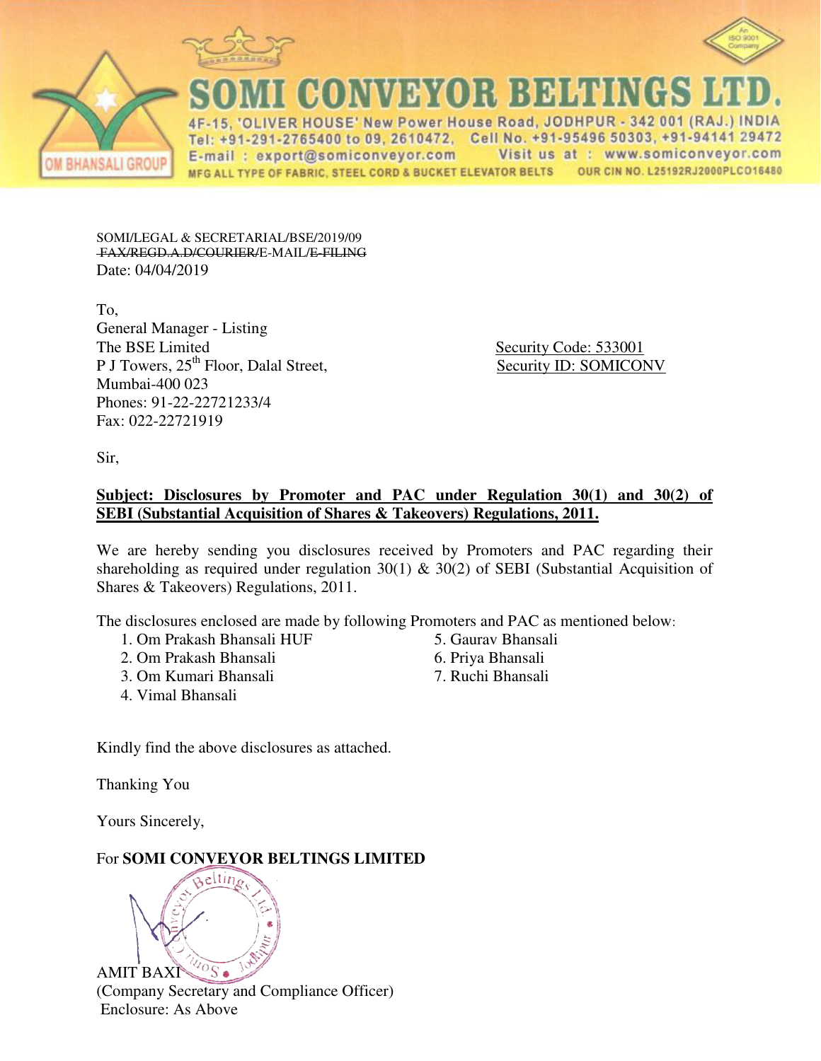# SOMI CONVEYOR BELTINGS LTD.

4F-15, 'OLIVER HOUSE' New Power House Road, JODHPUR - 342 001 (RAJ.) INDIA
Tel: +91-291-2765400 to 09, 2610472, Cell No. +91-95496 50303, +91-94141 29472
E-mail : export@somiconveyor.com Visit us at : www.somiconveyor.com
MFG ALL TYPE OF FABRIC, STEEL CORD & BUCKET ELEVATOR BELTS OUR CIN NO. L25192RJ2000PLCO16480

OM BHANSALI GROUP

SOMI/LEGAL & SECRETARIAL/BSE/2019/09
~~FAX/REGD.A.D/COURIER/~~E-MAIL/~~E-FILING~~
Date: 04/04/2019

To,
General Manager - Listing
The BSE Limited
P J Towers, 25th Floor, Dalal Street,
Mumbai-400 023
Phones: 91-22-22721233/4
Fax: 022-22721919

Security Code: 533001
Security ID: SOMICONV

Sir,

**Subject: Disclosures by Promoter and PAC under Regulation 30(1) and 30(2) of SEBI (Substantial Acquisition of Shares & Takeovers) Regulations, 2011.**

We are hereby sending you disclosures received by Promoters and PAC regarding their shareholding as required under regulation 30(1) & 30(2) of SEBI (Substantial Acquisition of Shares & Takeovers) Regulations, 2011.

The disclosures enclosed are made by following Promoters and PAC as mentioned below:

1. Om Prakash Bhansali HUF
2. Om Prakash Bhansali
3. Om Kumari Bhansali
4. Vimal Bhansali
5. Gaurav Bhansali
6. Priya Bhansali
7. Ruchi Bhansali

Kindly find the above disclosures as attached.

Thanking You

Yours Sincerely,

For **SOMI CONVEYOR BELTINGS LIMITED**

AMIT BAXI
(Company Secretary and Compliance Officer)
Enclosure: As Above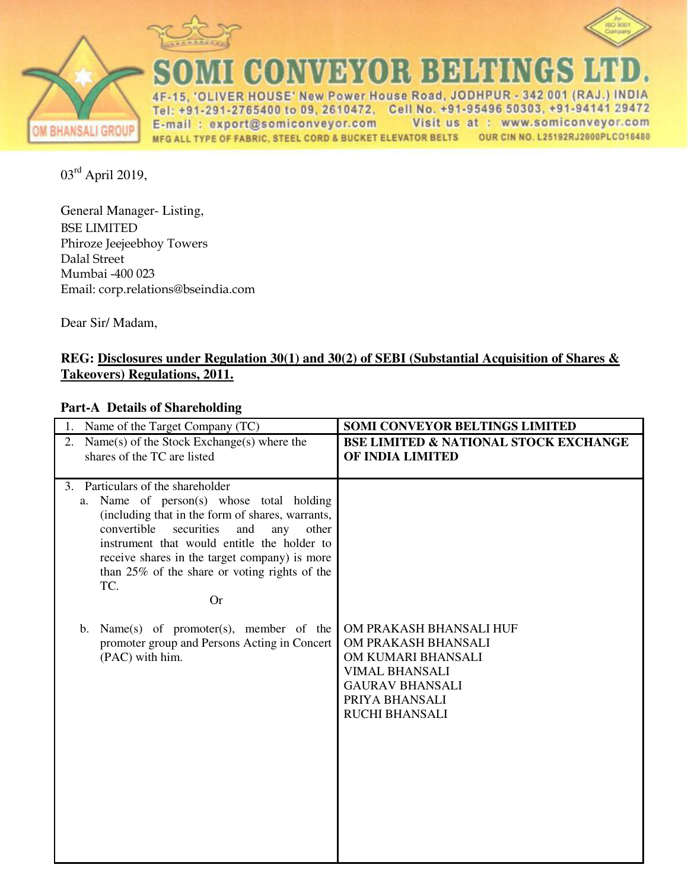# SOMI CONVEYOR BELTINGS LTD.

4F-15, 'OLIVER HOUSE' New Power House Road, JODHPUR - 342 001 (RAJ.) INDIA
Tel: +91-291-2765400 to 09, 2610472, Cell No. +91-95496 50303, +91-94141 29472
E-mail : export@somiconveyor.com Visit us at : www.somiconveyor.com
MFG ALL TYPE OF FABRIC, STEEL CORD & BUCKET ELEVATOR BELTS OUR CIN NO. L25192RJ2000PLCO16480

OM BHANSALI GROUP

03rd April 2019,

General Manager- Listing,
BSE LIMITED
Phiroze Jeejeebhoy Towers
Dalal Street
Mumbai -400 023
Email: corp.relations@bseindia.com

Dear Sir/ Madam,

**REG: Disclosures under Regulation 30(1) and 30(2) of SEBI (Substantial Acquisition of Shares & Takeovers) Regulations, 2011.**

**Part-A Details of Shareholding**

| | |
|---|---|
| 1. Name of the Target Company (TC) | **SOMI CONVEYOR BELTINGS LIMITED** |
| 2. Name(s) of the Stock Exchange(s) where the shares of the TC are listed | **BSE LIMITED & NATIONAL STOCK EXCHANGE OF INDIA LIMITED** |
| 3. Particulars of the shareholder<br>a. Name of person(s) whose total holding (including that in the form of shares, warrants, convertible securities and any other instrument that would entitle the holder to receive shares in the target company) is more than 25% of the share or voting rights of the TC.<br>Or<br>b. Name(s) of promoter(s), member of the promoter group and Persons Acting in Concert (PAC) with him. | OM PRAKASH BHANSALI HUF<br>OM PRAKASH BHANSALI<br>OM KUMARI BHANSALI<br>VIMAL BHANSALI<br>GAURAV BHANSALI<br>PRIYA BHANSALI<br>RUCHI BHANSALI |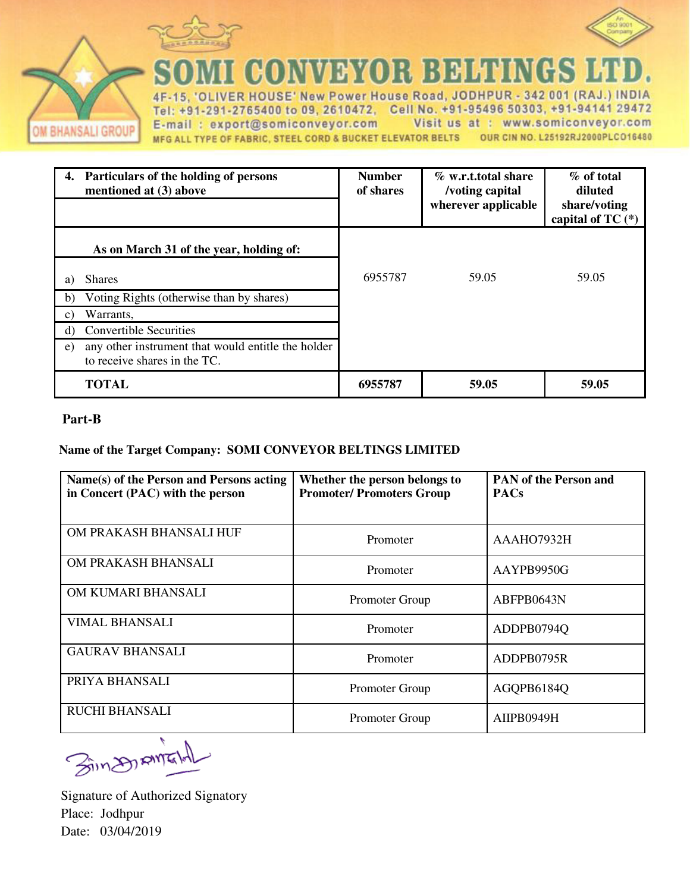# SOMI CONVEYOR BELTINGS LTD.

4F-15, 'OLIVER HOUSE' New Power House Road, JODHPUR - 342 001 (RAJ.) INDIA
Tel: +91-291-2765400 to 09, 2610472, Cell No. +91-95496 50303, +91-94141 29472
E-mail : export@somiconveyor.com Visit us at : www.somiconveyor.com
MFG ALL TYPE OF FABRIC, STEEL CORD & BUCKET ELEVATOR BELTS OUR CIN NO. L25192RJ2000PLC016480

| 4. Particulars of the holding of persons mentioned at (3) above | Number of shares | % w.r.t.total share /voting capital wherever applicable | % of total diluted share/voting capital of TC (*) |
|---|---|---|---|
| As on March 31 of the year, holding of: | | | |
| a) Shares | 6955787 | 59.05 | 59.05 |
| b) Voting Rights (otherwise than by shares) | | | |
| c) Warrants, | | | |
| d) Convertible Securities | | | |
| e) any other instrument that would entitle the holder to receive shares in the TC. | | | |
| **TOTAL** | **6955787** | **59.05** | **59.05** |

**Part-B**

**Name of the Target Company: SOMI CONVEYOR BELTINGS LIMITED**

| Name(s) of the Person and Persons acting in Concert (PAC) with the person | Whether the person belongs to Promoter/ Promoters Group | PAN of the Person and PACs |
|---|---|---|
| OM PRAKASH BHANSALI HUF | Promoter | AAAHO7932H |
| OM PRAKASH BHANSALI | Promoter | AAYPB9950G |
| OM KUMARI BHANSALI | Promoter Group | ABFPB0643N |
| VIMAL BHANSALI | Promoter | ADDPB0794Q |
| GAURAV BHANSALI | Promoter | ADDPB0795R |
| PRIYA BHANSALI | Promoter Group | AGQPB6184Q |
| RUCHI BHANSALI | Promoter Group | AIIPB0949H |

Signature of Authorized Signatory
Place: Jodhpur
Date: 03/04/2019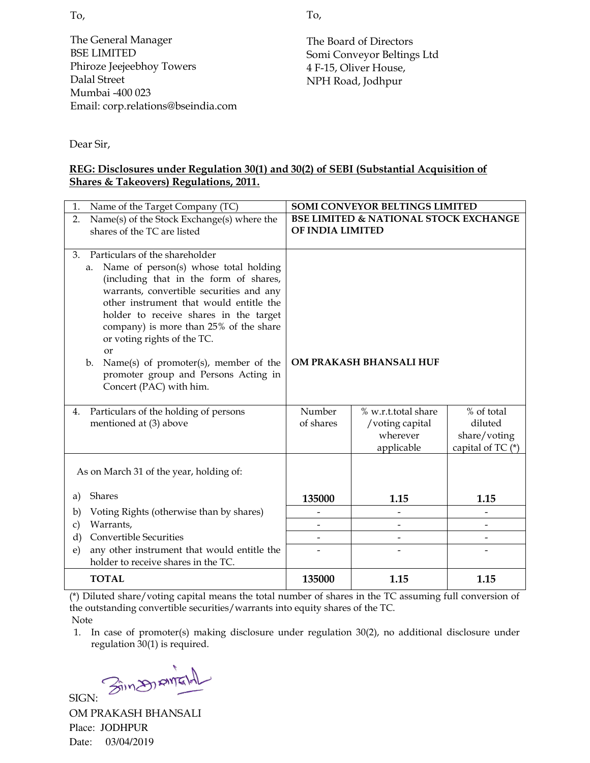To,

The General Manager
BSE LIMITED
Phiroze Jeejeebhoy Towers
Dalal Street
Mumbai -400 023
Email: corp.relations@bseindia.com

To,

The Board of Directors
Somi Conveyor Beltings Ltd
4 F-15, Oliver House,
NPH Road, Jodhpur

Dear Sir,

**REG: Disclosures under Regulation 30(1) and 30(2) of SEBI (Substantial Acquisition of Shares & Takeovers) Regulations, 2011.**

| | | | |
|---|---|---|---|
| 1. Name of the Target Company (TC) | **SOMI CONVEYOR BELTINGS LIMITED** | | |
| 2. Name(s) of the Stock Exchange(s) where the shares of the TC are listed | **BSE LIMITED & NATIONAL STOCK EXCHANGE OF INDIA LIMITED** | | |
| 3. Particulars of the shareholder<br>a. Name of person(s) whose total holding (including that in the form of shares, warrants, convertible securities and any other instrument that would entitle the holder to receive shares in the target company) is more than 25% of the share or voting rights of the TC.<br>or<br>b. Name(s) of promoter(s), member of the promoter group and Persons Acting in Concert (PAC) with him. | **OM PRAKASH BHANSALI HUF** | | |
| 4. Particulars of the holding of persons mentioned at (3) above | Number of shares | % w.r.t.total share /voting capital wherever applicable | % of total diluted share/voting capital of TC (*) |
| As on March 31 of the year, holding of: | | | |
| a) Shares | **135000** | **1.15** | **1.15** |
| b) Voting Rights (otherwise than by shares) | - | - | - |
| c) Warrants, | - | - | - |
| d) Convertible Securities | - | - | - |
| e) any other instrument that would entitle the holder to receive shares in the TC. | - | - | - |
| **TOTAL** | **135000** | **1.15** | **1.15** |

(*) Diluted share/voting capital means the total number of shares in the TC assuming full conversion of the outstanding convertible securities/warrants into equity shares of the TC.

Note

1. In case of promoter(s) making disclosure under regulation 30(2), no additional disclosure under regulation 30(1) is required.

SIGN:

OM PRAKASH BHANSALI

Place: JODHPUR

Date: 03/04/2019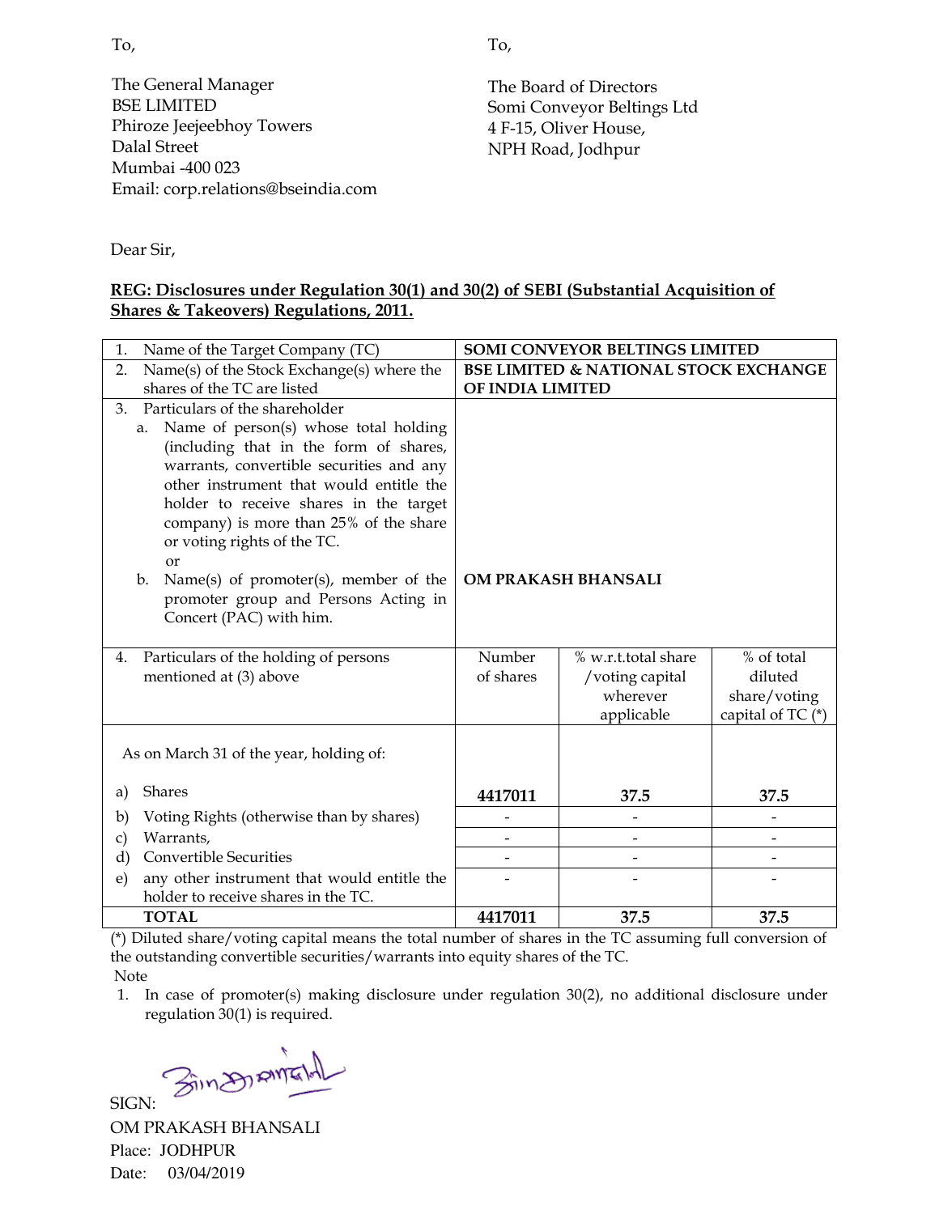To,

The General Manager
BSE LIMITED
Phiroze Jeejeebhoy Towers
Dalal Street
Mumbai -400 023
Email: corp.relations@bseindia.com

To,

The Board of Directors
Somi Conveyor Beltings Ltd
4 F-15, Oliver House,
NPH Road, Jodhpur

Dear Sir,

**REG: Disclosures under Regulation 30(1) and 30(2) of SEBI (Substantial Acquisition of Shares & Takeovers) Regulations, 2011.**

| | | | |
|---|---|---|---|
| 1. Name of the Target Company (TC) | **SOMI CONVEYOR BELTINGS LIMITED** | | |
| 2. Name(s) of the Stock Exchange(s) where the shares of the TC are listed | **BSE LIMITED & NATIONAL STOCK EXCHANGE OF INDIA LIMITED** | | |
| 3. Particulars of the shareholder<br>a. Name of person(s) whose total holding (including that in the form of shares, warrants, convertible securities and any other instrument that would entitle the holder to receive shares in the target company) is more than 25% of the share or voting rights of the TC.<br>or<br>b. Name(s) of promoter(s), member of the promoter group and Persons Acting in Concert (PAC) with him. | **OM PRAKASH BHANSALI** | | |
| 4. Particulars of the holding of persons mentioned at (3) above | Number of shares | % w.r.t.total share /voting capital wherever applicable | % of total diluted share/voting capital of TC (*) |
| As on March 31 of the year, holding of: | | | |
| a) Shares | **4417011** | **37.5** | **37.5** |
| b) Voting Rights (otherwise than by shares) | - | - | - |
| c) Warrants, | - | - | - |
| d) Convertible Securities | - | - | - |
| e) any other instrument that would entitle the holder to receive shares in the TC. | - | - | - |
| **TOTAL** | **4417011** | **37.5** | **37.5** |

(*) Diluted share/voting capital means the total number of shares in the TC assuming full conversion of the outstanding convertible securities/warrants into equity shares of the TC.

Note

1. In case of promoter(s) making disclosure under regulation 30(2), no additional disclosure under regulation 30(1) is required.

SIGN:

OM PRAKASH BHANSALI
Place: JODHPUR
Date: 03/04/2019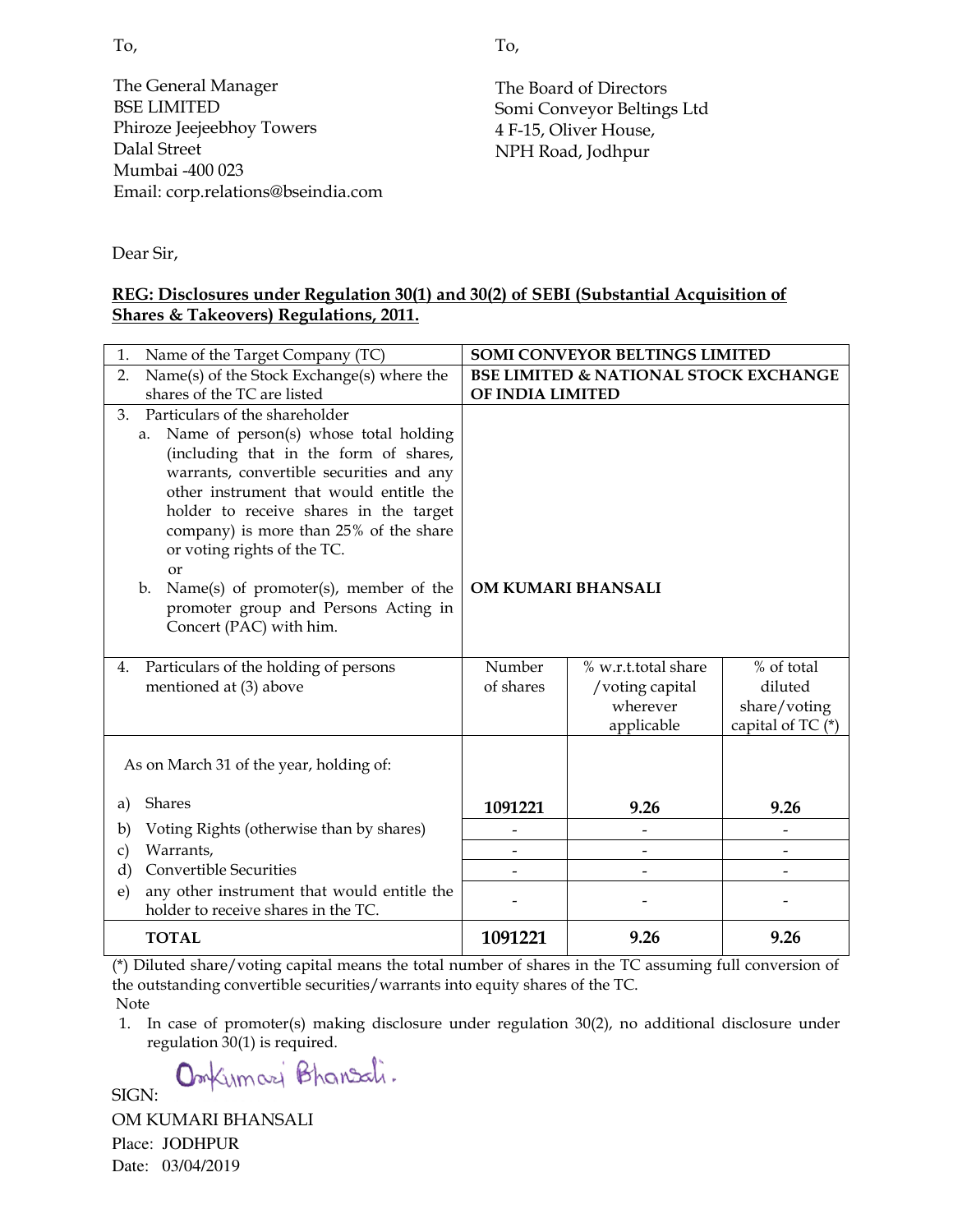To,

The General Manager
BSE LIMITED
Phiroze Jeejeebhoy Towers
Dalal Street
Mumbai -400 023
Email: corp.relations@bseindia.com

To,

The Board of Directors
Somi Conveyor Beltings Ltd
4 F-15, Oliver House,
NPH Road, Jodhpur

Dear Sir,

**REG: Disclosures under Regulation 30(1) and 30(2) of SEBI (Substantial Acquisition of Shares & Takeovers) Regulations, 2011.**

| | | | |
|---|---|---|---|
| 1. Name of the Target Company (TC) | **SOMI CONVEYOR BELTINGS LIMITED** | | |
| 2. Name(s) of the Stock Exchange(s) where the shares of the TC are listed | **BSE LIMITED & NATIONAL STOCK EXCHANGE OF INDIA LIMITED** | | |
| 3. Particulars of the shareholder<br>a. Name of person(s) whose total holding (including that in the form of shares, warrants, convertible securities and any other instrument that would entitle the holder to receive shares in the target company) is more than 25% of the share or voting rights of the TC.<br>or<br>b. Name(s) of promoter(s), member of the promoter group and Persons Acting in Concert (PAC) with him. | **OM KUMARI BHANSALI** | | |
| 4. Particulars of the holding of persons mentioned at (3) above | Number of shares | % w.r.t.total share /voting capital wherever applicable | % of total diluted share/voting capital of TC (*) |
| As on March 31 of the year, holding of: | | | |
| a) Shares | **1091221** | **9.26** | **9.26** |
| b) Voting Rights (otherwise than by shares) | - | - | - |
| c) Warrants, | - | - | - |
| d) Convertible Securities | - | - | - |
| e) any other instrument that would entitle the holder to receive shares in the TC. | - | - | - |
| **TOTAL** | **1091221** | **9.26** | **9.26** |

(*) Diluted share/voting capital means the total number of shares in the TC assuming full conversion of the outstanding convertible securities/warrants into equity shares of the TC.

Note

1. In case of promoter(s) making disclosure under regulation 30(2), no additional disclosure under regulation 30(1) is required.

SIGN: Omkumari Bhansali.

OM KUMARI BHANSALI
Place: JODHPUR
Date: 03/04/2019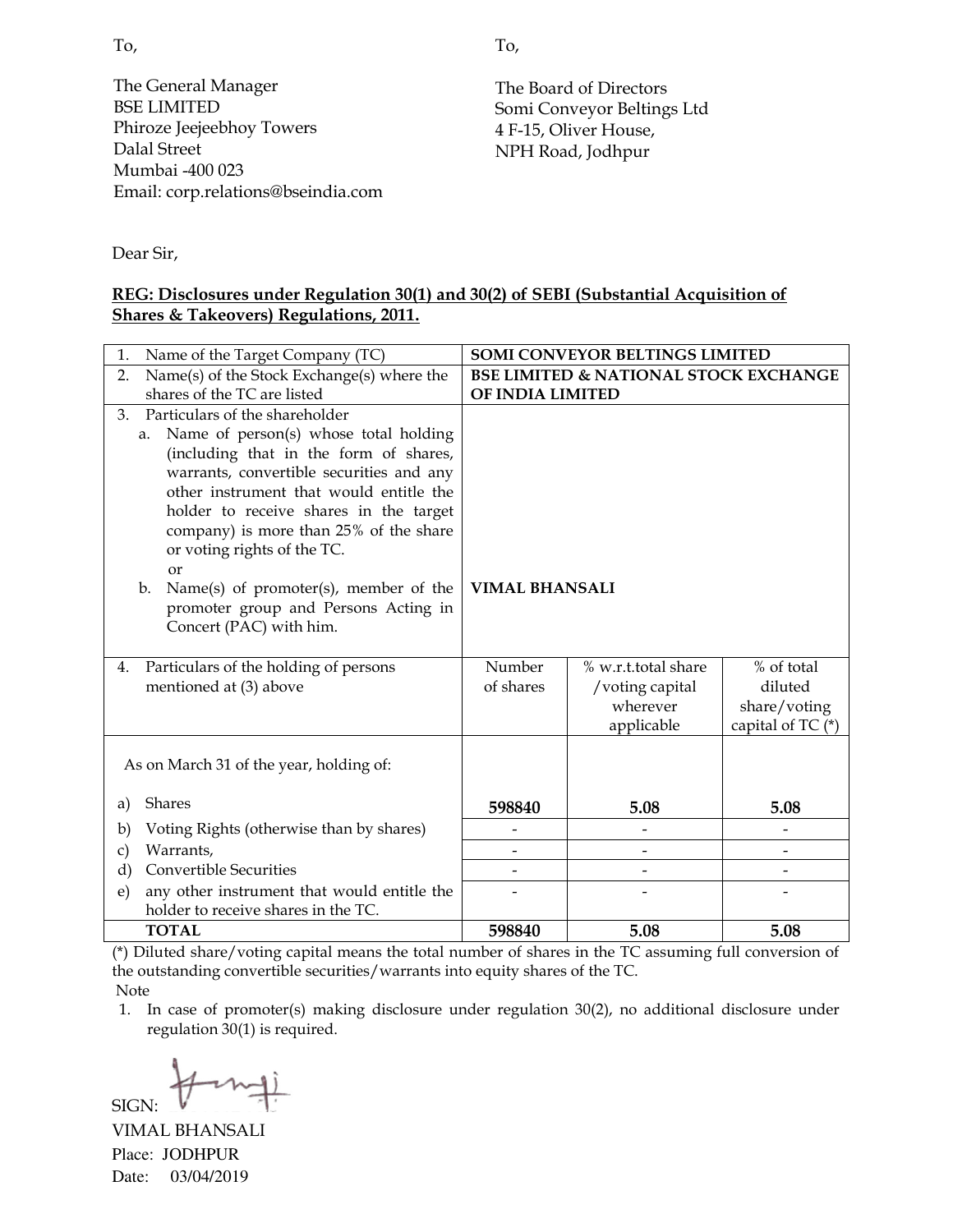To,

The General Manager
BSE LIMITED
Phiroze Jeejeebhoy Towers
Dalal Street
Mumbai -400 023
Email: corp.relations@bseindia.com

To,

The Board of Directors
Somi Conveyor Beltings Ltd
4 F-15, Oliver House,
NPH Road, Jodhpur

Dear Sir,

**REG: Disclosures under Regulation 30(1) and 30(2) of SEBI (Substantial Acquisition of Shares & Takeovers) Regulations, 2011.**

| | | | |
|---|---|---|---|
| 1. Name of the Target Company (TC) | **SOMI CONVEYOR BELTINGS LIMITED** | | |
| 2. Name(s) of the Stock Exchange(s) where the shares of the TC are listed | **BSE LIMITED & NATIONAL STOCK EXCHANGE OF INDIA LIMITED** | | |
| 3. Particulars of the shareholder<br>a. Name of person(s) whose total holding (including that in the form of shares, warrants, convertible securities and any other instrument that would entitle the holder to receive shares in the target company) is more than 25% of the share or voting rights of the TC.<br>or<br>b. Name(s) of promoter(s), member of the promoter group and Persons Acting in Concert (PAC) with him. | **VIMAL BHANSALI** | | |
| 4. Particulars of the holding of persons mentioned at (3) above | Number of shares | % w.r.t.total share /voting capital wherever applicable | % of total diluted share/voting capital of TC (*) |
| As on March 31 of the year, holding of: | | | |
| a) Shares | **598840** | **5.08** | **5.08** |
| b) Voting Rights (otherwise than by shares) | - | - | - |
| c) Warrants, | - | - | - |
| d) Convertible Securities | - | - | - |
| e) any other instrument that would entitle the holder to receive shares in the TC. | - | - | - |
| **TOTAL** | **598840** | **5.08** | **5.08** |

(*) Diluted share/voting capital means the total number of shares in the TC assuming full conversion of the outstanding convertible securities/warrants into equity shares of the TC.

Note

1. In case of promoter(s) making disclosure under regulation 30(2), no additional disclosure under regulation 30(1) is required.

SIGN:

VIMAL BHANSALI
Place: JODHPUR
Date: 03/04/2019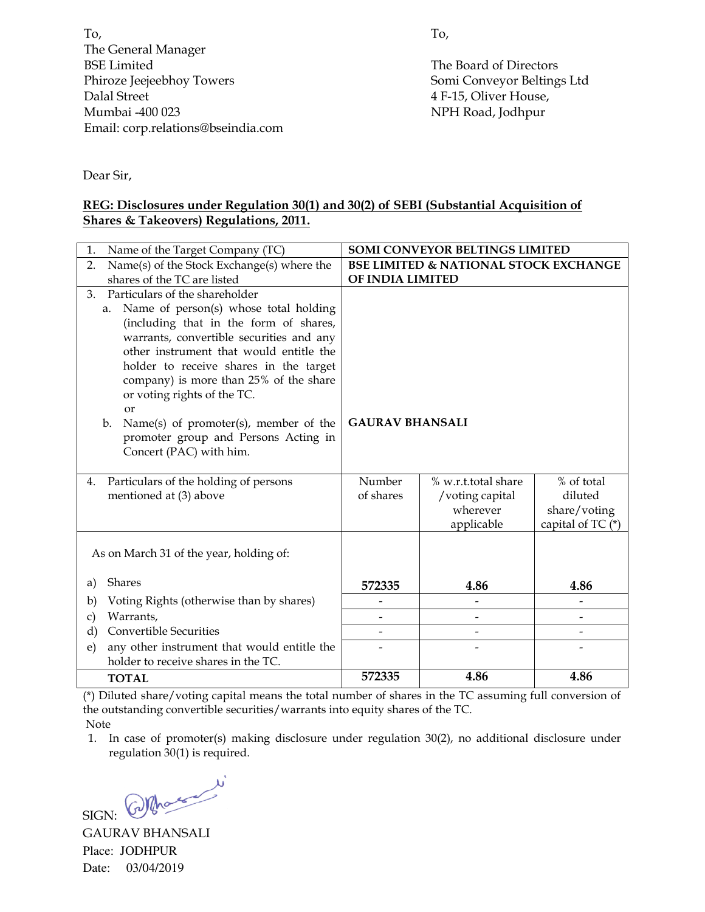To,
The General Manager
BSE Limited
Phiroze Jeejeebhoy Towers
Dalal Street
Mumbai -400 023
Email: corp.relations@bseindia.com

To,

The Board of Directors
Somi Conveyor Beltings Ltd
4 F-15, Oliver House,
NPH Road, Jodhpur

Dear Sir,

**REG: Disclosures under Regulation 30(1) and 30(2) of SEBI (Substantial Acquisition of Shares & Takeovers) Regulations, 2011.**

| | | | |
|---|---|---|---|
| 1. Name of the Target Company (TC) | **SOMI CONVEYOR BELTINGS LIMITED** | | |
| 2. Name(s) of the Stock Exchange(s) where the shares of the TC are listed | **BSE LIMITED & NATIONAL STOCK EXCHANGE OF INDIA LIMITED** | | |
| 3. Particulars of the shareholder<br>a. Name of person(s) whose total holding (including that in the form of shares, warrants, convertible securities and any other instrument that would entitle the holder to receive shares in the target company) is more than 25% of the share or voting rights of the TC.<br>or<br>b. Name(s) of promoter(s), member of the promoter group and Persons Acting in Concert (PAC) with him. | **GAURAV BHANSALI** | | |
| 4. Particulars of the holding of persons mentioned at (3) above | Number of shares | % w.r.t.total share /voting capital wherever applicable | % of total diluted share/voting capital of TC (*) |
| As on March 31 of the year, holding of: | | | |
| a) Shares | **572335** | **4.86** | **4.86** |
| b) Voting Rights (otherwise than by shares) | - | - | - |
| c) Warrants, | - | - | - |
| d) Convertible Securities | - | - | - |
| e) any other instrument that would entitle the holder to receive shares in the TC. | - | - | - |
| **TOTAL** | **572335** | **4.86** | **4.86** |

(*) Diluted share/voting capital means the total number of shares in the TC assuming full conversion of the outstanding convertible securities/warrants into equity shares of the TC.

Note

1. In case of promoter(s) making disclosure under regulation 30(2), no additional disclosure under regulation 30(1) is required.

SIGN:

GAURAV BHANSALI

Place: JODHPUR

Date: 03/04/2019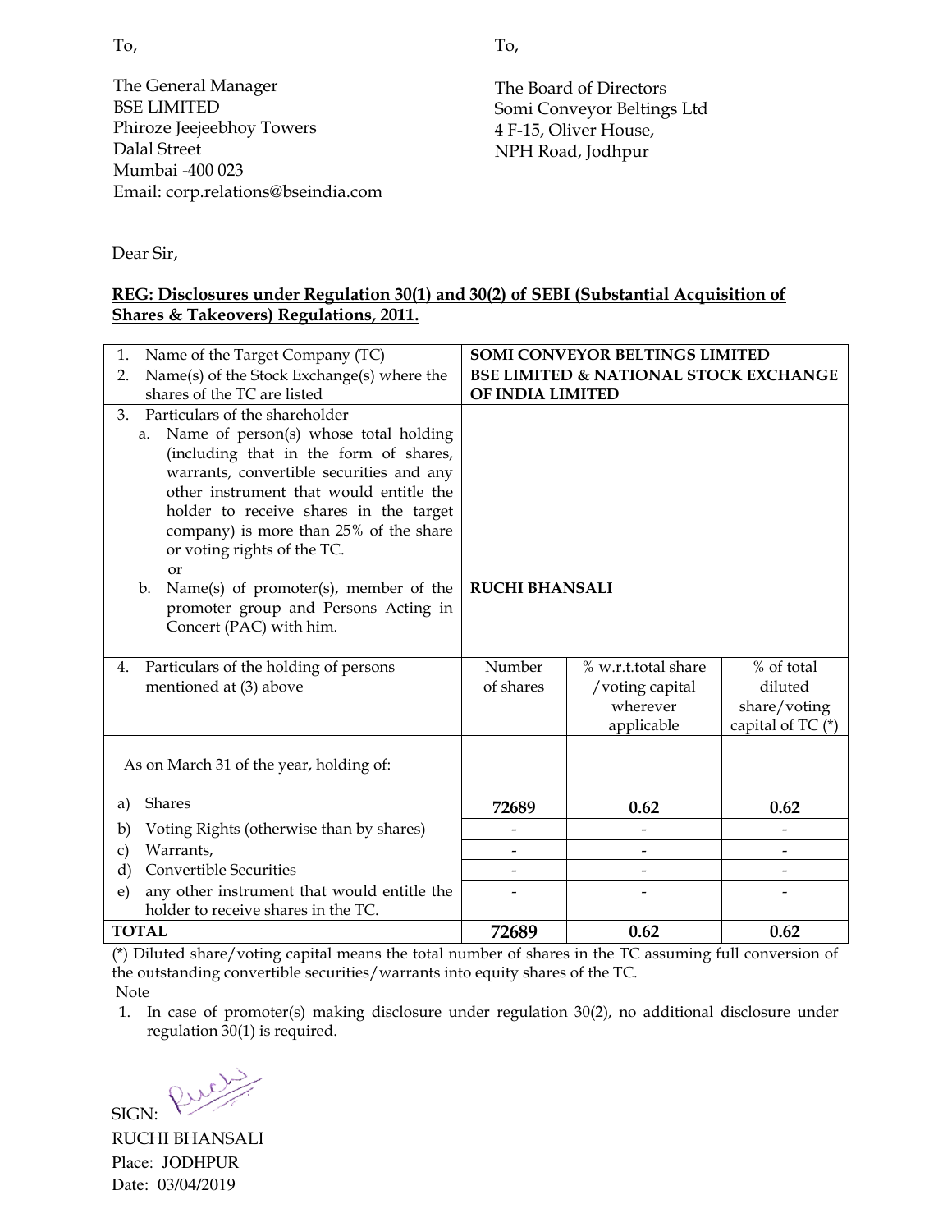To,

The General Manager
BSE LIMITED
Phiroze Jeejeebhoy Towers
Dalal Street
Mumbai -400 023
Email: corp.relations@bseindia.com

To,

The Board of Directors
Somi Conveyor Beltings Ltd
4 F-15, Oliver House,
NPH Road, Jodhpur

Dear Sir,

**REG: Disclosures under Regulation 30(1) and 30(2) of SEBI (Substantial Acquisition of Shares & Takeovers) Regulations, 2011.**

| | | | |
|---|---|---|---|
| 1. Name of the Target Company (TC) | **SOMI CONVEYOR BELTINGS LIMITED** | | |
| 2. Name(s) of the Stock Exchange(s) where the shares of the TC are listed | **BSE LIMITED & NATIONAL STOCK EXCHANGE OF INDIA LIMITED** | | |
| 3. Particulars of the shareholder<br>a. Name of person(s) whose total holding (including that in the form of shares, warrants, convertible securities and any other instrument that would entitle the holder to receive shares in the target company) is more than 25% of the share or voting rights of the TC.<br>or<br>b. Name(s) of promoter(s), member of the promoter group and Persons Acting in Concert (PAC) with him. | **RUCHI BHANSALI** | | |
| 4. Particulars of the holding of persons mentioned at (3) above | Number of shares | % w.r.t.total share /voting capital wherever applicable | % of total diluted share/voting capital of TC (*) |
| As on March 31 of the year, holding of: | | | |
| a) Shares | **72689** | **0.62** | **0.62** |
| b) Voting Rights (otherwise than by shares) | - | - | - |
| c) Warrants, | - | - | - |
| d) Convertible Securities | - | - | - |
| e) any other instrument that would entitle the holder to receive shares in the TC. | - | - | - |
| **TOTAL** | **72689** | **0.62** | **0.62** |

(*) Diluted share/voting capital means the total number of shares in the TC assuming full conversion of the outstanding convertible securities/warrants into equity shares of the TC.

Note

1. In case of promoter(s) making disclosure under regulation 30(2), no additional disclosure under regulation 30(1) is required.

SIGN:

RUCHI BHANSALI
Place: JODHPUR
Date: 03/04/2019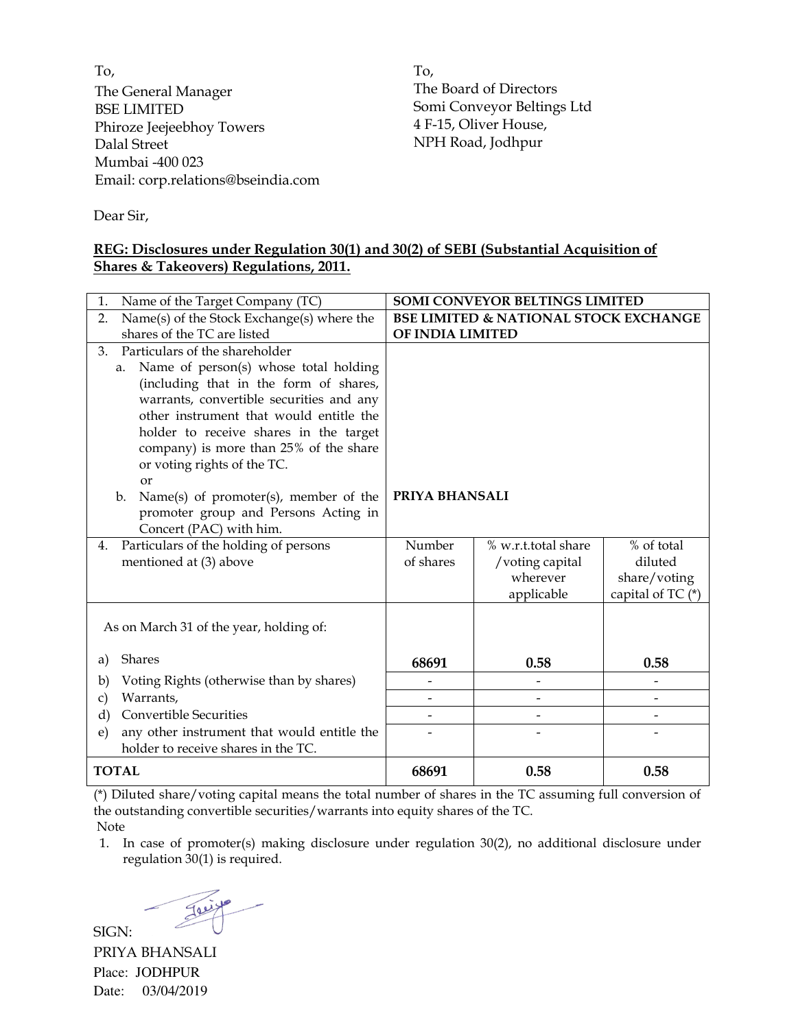To,
The General Manager
BSE LIMITED
Phiroze Jeejeebhoy Towers
Dalal Street
Mumbai -400 023
Email: corp.relations@bseindia.com

To,
The Board of Directors
Somi Conveyor Beltings Ltd
4 F-15, Oliver House,
NPH Road, Jodhpur

Dear Sir,

**REG: Disclosures under Regulation 30(1) and 30(2) of SEBI (Substantial Acquisition of Shares & Takeovers) Regulations, 2011.**

| | | | |
|---|---|---|---|
| 1. Name of the Target Company (TC) | **SOMI CONVEYOR BELTINGS LIMITED** | | |
| 2. Name(s) of the Stock Exchange(s) where the shares of the TC are listed | **BSE LIMITED & NATIONAL STOCK EXCHANGE OF INDIA LIMITED** | | |
| 3. Particulars of the shareholder<br>a. Name of person(s) whose total holding (including that in the form of shares, warrants, convertible securities and any other instrument that would entitle the holder to receive shares in the target company) is more than 25% of the share or voting rights of the TC.<br>or<br>b. Name(s) of promoter(s), member of the promoter group and Persons Acting in Concert (PAC) with him. | **PRIYA BHANSALI** | | |
| 4. Particulars of the holding of persons mentioned at (3) above | Number of shares | % w.r.t.total share /voting capital wherever applicable | % of total diluted share/voting capital of TC (*) |
| As on March 31 of the year, holding of: | | | |
| a) Shares | **68691** | **0.58** | **0.58** |
| b) Voting Rights (otherwise than by shares) | - | - | - |
| c) Warrants, | - | - | - |
| d) Convertible Securities | - | - | - |
| e) any other instrument that would entitle the holder to receive shares in the TC. | - | - | - |
| **TOTAL** | **68691** | **0.58** | **0.58** |

(*) Diluted share/voting capital means the total number of shares in the TC assuming full conversion of the outstanding convertible securities/warrants into equity shares of the TC.

Note

1. In case of promoter(s) making disclosure under regulation 30(2), no additional disclosure under regulation 30(1) is required.

SIGN:
PRIYA BHANSALI
Place: JODHPUR
Date: 03/04/2019